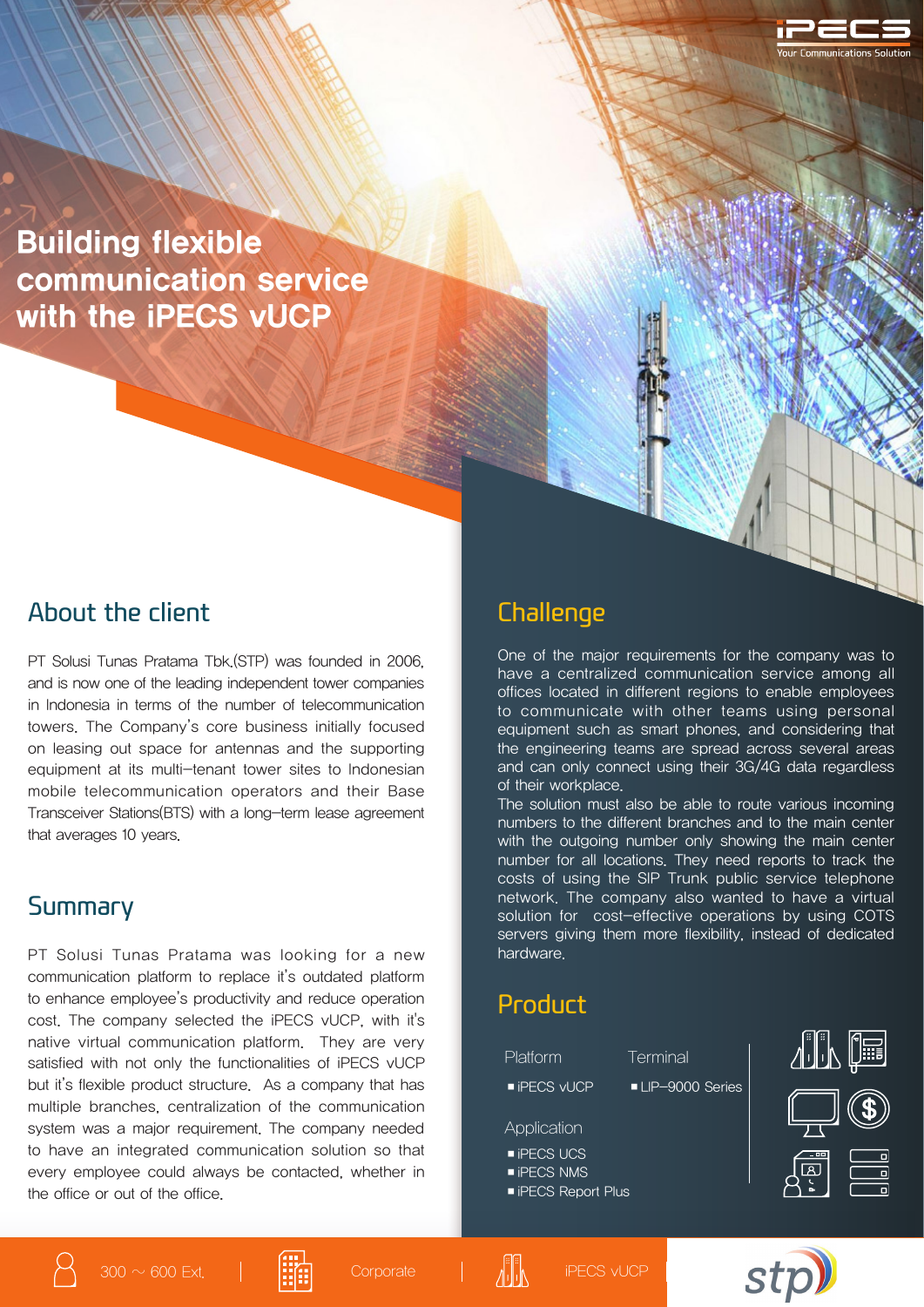# Building flexible communication service with the iPECS vUCP

## About the client

PT Solusi Tunas Pratama Tbk.(STP) was founded in 2006, and is now one of the leading independent tower companies in Indonesia in terms of the number of telecommunication towers. The Company's core business initially focused on leasing out space for antennas and the supporting equipment at its multi-tenant tower sites to Indonesian mobile telecommunication operators and their Base Transceiver Stations(BTS) with a long-term lease agreement that averages 10 years.

## Summary

PT Solusi Tunas Pratama was looking for a new communication platform to replace it's outdated platform to enhance employee's productivity and reduce operation cost. The company selected the iPECS vUCP, with it's native virtual communication platform. They are very satisfied with not only the functionalities of iPECS vUCP but it's flexible product structure. As a company that has multiple branches, centralization of the communication system was a major requirement. The company needed to have an integrated communication solution so that every employee could always be contacted, whether in the office or out of the office.

## Challenge

One of the major requirements for the company was to have a centralized communication service among all offices located in different regions to enable employees to communicate with other teams using personal equipment such as smart phones, and considering that the engineering teams are spread across several areas and can only connect using their 3G/4G data regardless of their workplace.

The solution must also be able to route various incoming numbers to the different branches and to the main center with the outgoing number only showing the main center number for all locations. They need reports to track the costs of using the SIP Trunk public service telephone network. The company also wanted to have a virtual solution for cost-effective operations by using COTS servers giving them more flexibility, instead of dedicated hardware.

## Product

**Platform**
- iPECS vUCP

**Terminal**
- LIP-9000 Series

**Application**
- iPECS UCS
- iPECS NMS
- iPECS Report Plus

300 ~ 600 Ext. | Corporate | iPECS vUCP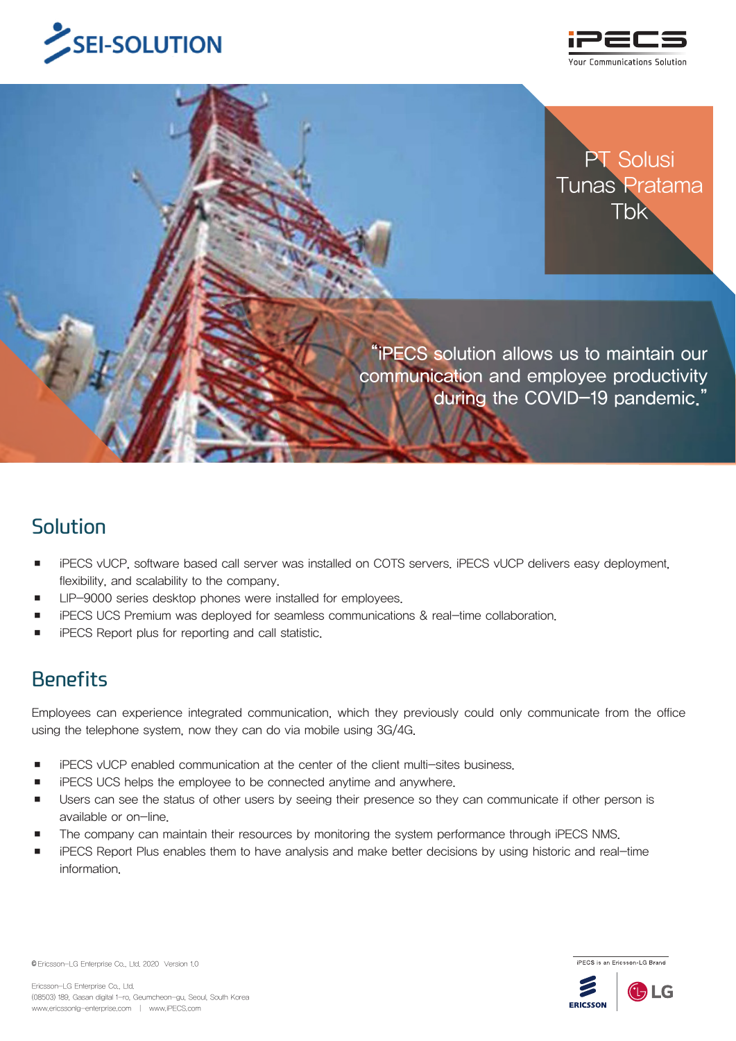SEI-SOLUTION

iPECS
Your Communications Solution

PT Solusi Tunas Pratama Tbk

"iPECS solution allows us to maintain our communication and employee productivity during the COVID-19 pandemic."

## Solution

- iPECS vUCP, software based call server was installed on COTS servers. iPECS vUCP delivers easy deployment, flexibility, and scalability to the company.
- LIP-9000 series desktop phones were installed for employees.
- iPECS UCS Premium was deployed for seamless communications & real-time collaboration.
- iPECS Report plus for reporting and call statistic.

## Benefits

Employees can experience integrated communication, which they previously could only communicate from the office using the telephone system, now they can do via mobile using 3G/4G.

- iPECS vUCP enabled communication at the center of the client multi-sites business.
- iPECS UCS helps the employee to be connected anytime and anywhere.
- Users can see the status of other users by seeing their presence so they can communicate if other person is available or on-line.
- The company can maintain their resources by monitoring the system performance through iPECS NMS.
- iPECS Report Plus enables them to have analysis and make better decisions by using historic and real-time information.

© Ericsson-LG Enterprise Co., Ltd. 2020 Version 1.0

Ericsson-LG Enterprise Co., Ltd.
(08503) 189, Gasan digital 1-ro, Geumcheon-gu, Seoul, South Korea
www.ericssonlg-enterprise.com | www.iPECS.com

iPECS is an Ericsson-LG Brand

ERICSSON LG